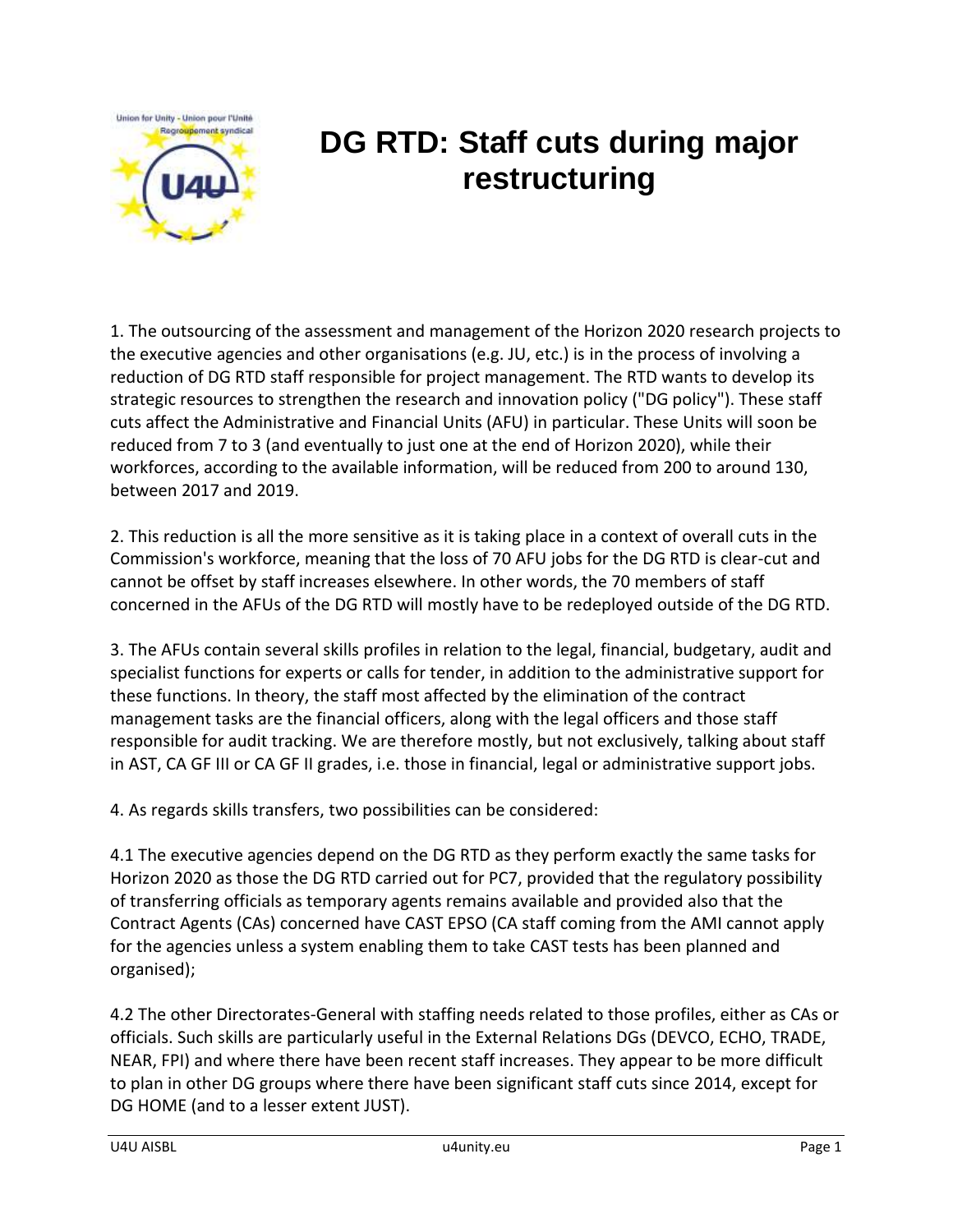# DG RTD: Staff cuts during major restructuring

1. The outsourcing of the assessment and management of the Horizon 2020 research projects to the executive agencies and other organisations (e.g. JU, etc.) is in the process of involving a reduction of DG RTD staff responsible for project management. The RTD wants to develop its strategic resources to strengthen the research and innovation policy ("DG policy"). These staff cuts affect the Administrative and Financial Units (AFU) in particular. These Units will soon be reduced from 7 to 3 (and eventually to just one at the end of Horizon 2020), while their workforces, according to the available information, will be reduced from 200 to around 130, between 2017 and 2019.

2. This reduction is all the more sensitive as it is taking place in a context of overall cuts in the Commission's workforce, meaning that the loss of 70 AFU jobs for the DG RTD is clear-cut and cannot be offset by staff increases elsewhere. In other words, the 70 members of staff concerned in the AFUs of the DG RTD will mostly have to be redeployed outside of the DG RTD.

3. The AFUs contain several skills profiles in relation to the legal, financial, budgetary, audit and specialist functions for experts or calls for tender, in addition to the administrative support for these functions. In theory, the staff most affected by the elimination of the contract management tasks are the financial officers, along with the legal officers and those staff responsible for audit tracking. We are therefore mostly, but not exclusively, talking about staff in AST, CA GF III or CA GF II grades, i.e. those in financial, legal or administrative support jobs.

4. As regards skills transfers, two possibilities can be considered:

4.1 The executive agencies depend on the DG RTD as they perform exactly the same tasks for Horizon 2020 as those the DG RTD carried out for PC7, provided that the regulatory possibility of transferring officials as temporary agents remains available and provided also that the Contract Agents (CAs) concerned have CAST EPSO (CA staff coming from the AMI cannot apply for the agencies unless a system enabling them to take CAST tests has been planned and organised);

4.2 The other Directorates-General with staffing needs related to those profiles, either as CAs or officials. Such skills are particularly useful in the External Relations DGs (DEVCO, ECHO, TRADE, NEAR, FPI) and where there have been recent staff increases. They appear to be more difficult to plan in other DG groups where there have been significant staff cuts since 2014, except for DG HOME (and to a lesser extent JUST).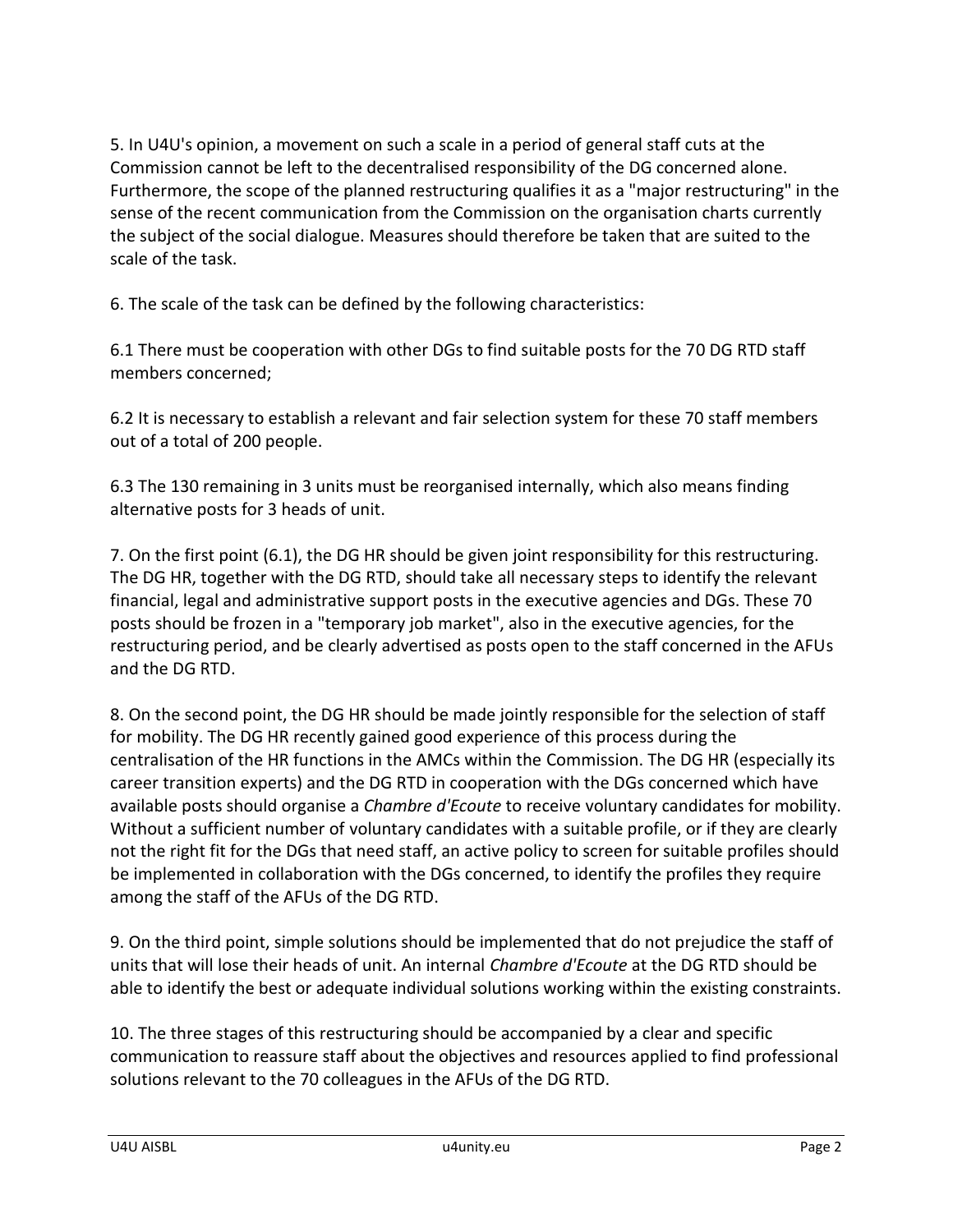5. In U4U's opinion, a movement on such a scale in a period of general staff cuts at the Commission cannot be left to the decentralised responsibility of the DG concerned alone. Furthermore, the scope of the planned restructuring qualifies it as a "major restructuring" in the sense of the recent communication from the Commission on the organisation charts currently the subject of the social dialogue. Measures should therefore be taken that are suited to the scale of the task.

6. The scale of the task can be defined by the following characteristics:

6.1 There must be cooperation with other DGs to find suitable posts for the 70 DG RTD staff members concerned;

6.2 It is necessary to establish a relevant and fair selection system for these 70 staff members out of a total of 200 people.

6.3 The 130 remaining in 3 units must be reorganised internally, which also means finding alternative posts for 3 heads of unit.

7. On the first point (6.1), the DG HR should be given joint responsibility for this restructuring. The DG HR, together with the DG RTD, should take all necessary steps to identify the relevant financial, legal and administrative support posts in the executive agencies and DGs. These 70 posts should be frozen in a "temporary job market", also in the executive agencies, for the restructuring period, and be clearly advertised as posts open to the staff concerned in the AFUs and the DG RTD.

8. On the second point, the DG HR should be made jointly responsible for the selection of staff for mobility. The DG HR recently gained good experience of this process during the centralisation of the HR functions in the AMCs within the Commission. The DG HR (especially its career transition experts) and the DG RTD in cooperation with the DGs concerned which have available posts should organise a *Chambre d'Ecoute* to receive voluntary candidates for mobility. Without a sufficient number of voluntary candidates with a suitable profile, or if they are clearly not the right fit for the DGs that need staff, an active policy to screen for suitable profiles should be implemented in collaboration with the DGs concerned, to identify the profiles they require among the staff of the AFUs of the DG RTD.

9. On the third point, simple solutions should be implemented that do not prejudice the staff of units that will lose their heads of unit. An internal *Chambre d'Ecoute* at the DG RTD should be able to identify the best or adequate individual solutions working within the existing constraints.

10. The three stages of this restructuring should be accompanied by a clear and specific communication to reassure staff about the objectives and resources applied to find professional solutions relevant to the 70 colleagues in the AFUs of the DG RTD.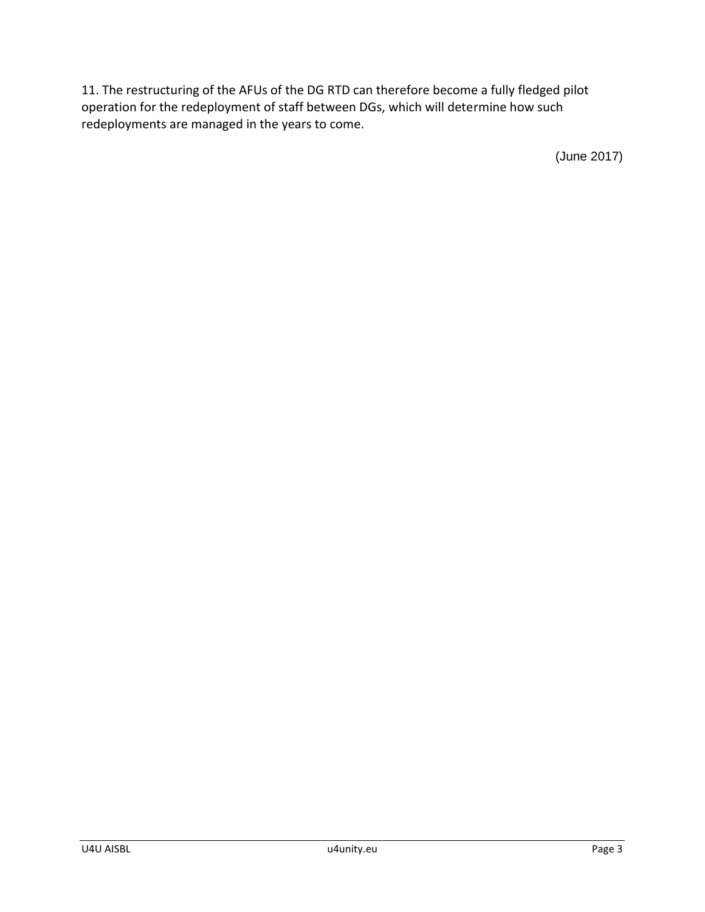11. The restructuring of the AFUs of the DG RTD can therefore become a fully fledged pilot operation for the redeployment of staff between DGs, which will determine how such redeployments are managed in the years to come.

(June 2017)